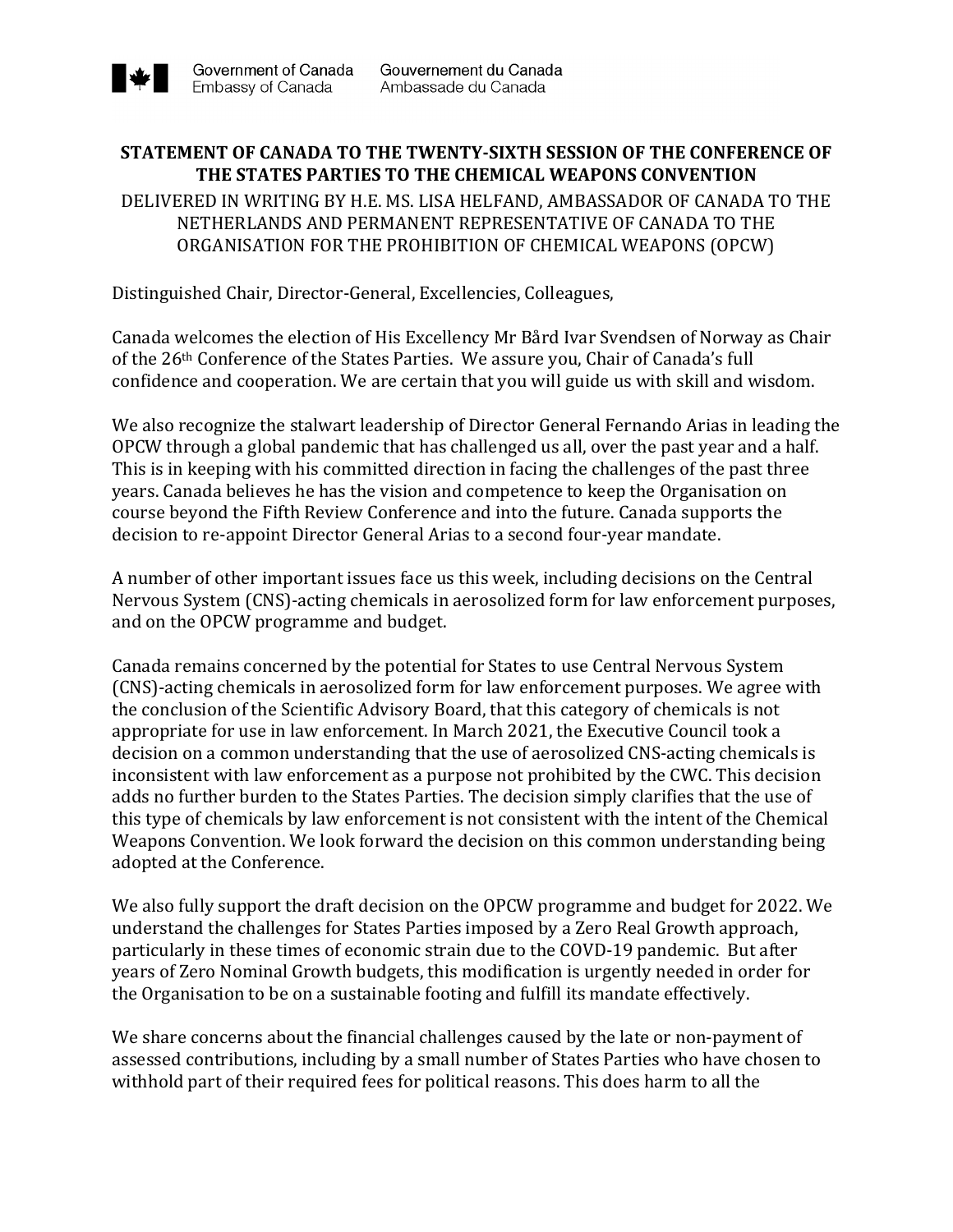Government of Canada Gouvernement du Canada
Embassy of Canada Ambassade du Canada

**STATEMENT OF CANADA TO THE TWENTY-SIXTH SESSION OF THE CONFERENCE OF THE STATES PARTIES TO THE CHEMICAL WEAPONS CONVENTION**

DELIVERED IN WRITING BY H.E. MS. LISA HELFAND, AMBASSADOR OF CANADA TO THE NETHERLANDS AND PERMANENT REPRESENTATIVE OF CANADA TO THE ORGANISATION FOR THE PROHIBITION OF CHEMICAL WEAPONS (OPCW)

Distinguished Chair, Director-General, Excellencies, Colleagues,

Canada welcomes the election of His Excellency Mr Bård Ivar Svendsen of Norway as Chair of the 26th Conference of the States Parties. We assure you, Chair of Canada's full confidence and cooperation. We are certain that you will guide us with skill and wisdom.

We also recognize the stalwart leadership of Director General Fernando Arias in leading the OPCW through a global pandemic that has challenged us all, over the past year and a half. This is in keeping with his committed direction in facing the challenges of the past three years. Canada believes he has the vision and competence to keep the Organisation on course beyond the Fifth Review Conference and into the future. Canada supports the decision to re-appoint Director General Arias to a second four-year mandate.

A number of other important issues face us this week, including decisions on the Central Nervous System (CNS)-acting chemicals in aerosolized form for law enforcement purposes, and on the OPCW programme and budget.

Canada remains concerned by the potential for States to use Central Nervous System (CNS)-acting chemicals in aerosolized form for law enforcement purposes. We agree with the conclusion of the Scientific Advisory Board, that this category of chemicals is not appropriate for use in law enforcement. In March 2021, the Executive Council took a decision on a common understanding that the use of aerosolized CNS-acting chemicals is inconsistent with law enforcement as a purpose not prohibited by the CWC. This decision adds no further burden to the States Parties. The decision simply clarifies that the use of this type of chemicals by law enforcement is not consistent with the intent of the Chemical Weapons Convention. We look forward the decision on this common understanding being adopted at the Conference.

We also fully support the draft decision on the OPCW programme and budget for 2022. We understand the challenges for States Parties imposed by a Zero Real Growth approach, particularly in these times of economic strain due to the COVD-19 pandemic. But after years of Zero Nominal Growth budgets, this modification is urgently needed in order for the Organisation to be on a sustainable footing and fulfill its mandate effectively.

We share concerns about the financial challenges caused by the late or non-payment of assessed contributions, including by a small number of States Parties who have chosen to withhold part of their required fees for political reasons. This does harm to all the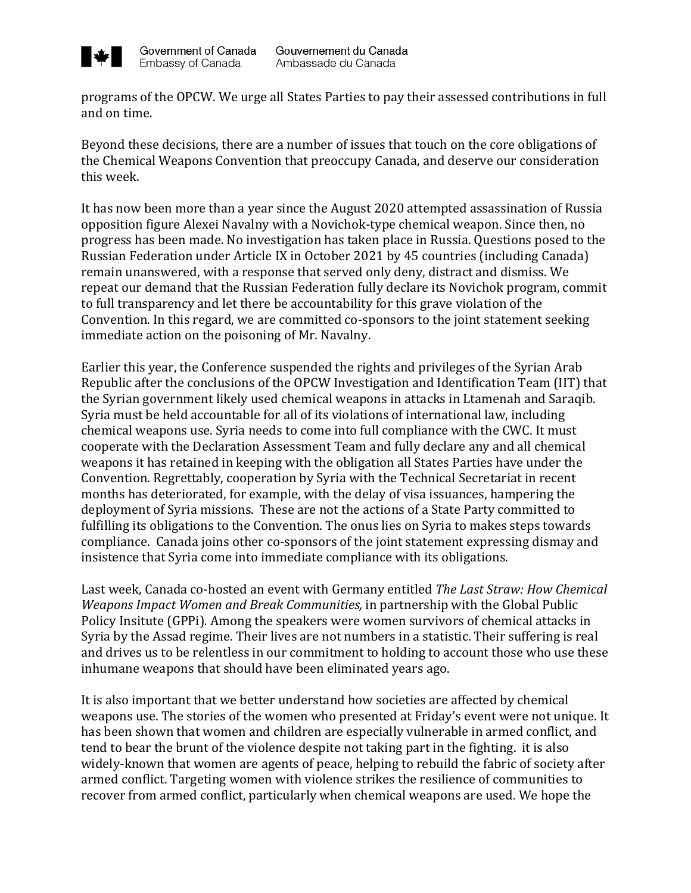programs of the OPCW. We urge all States Parties to pay their assessed contributions in full and on time.

Beyond these decisions, there are a number of issues that touch on the core obligations of the Chemical Weapons Convention that preoccupy Canada, and deserve our consideration this week.

It has now been more than a year since the August 2020 attempted assassination of Russia opposition figure Alexei Navalny with a Novichok-type chemical weapon. Since then, no progress has been made. No investigation has taken place in Russia. Questions posed to the Russian Federation under Article IX in October 2021 by 45 countries (including Canada) remain unanswered, with a response that served only deny, distract and dismiss. We repeat our demand that the Russian Federation fully declare its Novichok program, commit to full transparency and let there be accountability for this grave violation of the Convention. In this regard, we are committed co-sponsors to the joint statement seeking immediate action on the poisoning of Mr. Navalny.

Earlier this year, the Conference suspended the rights and privileges of the Syrian Arab Republic after the conclusions of the OPCW Investigation and Identification Team (IIT) that the Syrian government likely used chemical weapons in attacks in Ltamenah and Saraqib. Syria must be held accountable for all of its violations of international law, including chemical weapons use. Syria needs to come into full compliance with the CWC. It must cooperate with the Declaration Assessment Team and fully declare any and all chemical weapons it has retained in keeping with the obligation all States Parties have under the Convention. Regrettably, cooperation by Syria with the Technical Secretariat in recent months has deteriorated, for example, with the delay of visa issuances, hampering the deployment of Syria missions. These are not the actions of a State Party committed to fulfilling its obligations to the Convention. The onus lies on Syria to makes steps towards compliance. Canada joins other co-sponsors of the joint statement expressing dismay and insistence that Syria come into immediate compliance with its obligations.

Last week, Canada co-hosted an event with Germany entitled *The Last Straw: How Chemical Weapons Impact Women and Break Communities,* in partnership with the Global Public Policy Insitute (GPPi). Among the speakers were women survivors of chemical attacks in Syria by the Assad regime. Their lives are not numbers in a statistic. Their suffering is real and drives us to be relentless in our commitment to holding to account those who use these inhumane weapons that should have been eliminated years ago.

It is also important that we better understand how societies are affected by chemical weapons use. The stories of the women who presented at Friday's event were not unique. It has been shown that women and children are especially vulnerable in armed conflict, and tend to bear the brunt of the violence despite not taking part in the fighting. it is also widely-known that women are agents of peace, helping to rebuild the fabric of society after armed conflict. Targeting women with violence strikes the resilience of communities to recover from armed conflict, particularly when chemical weapons are used. We hope the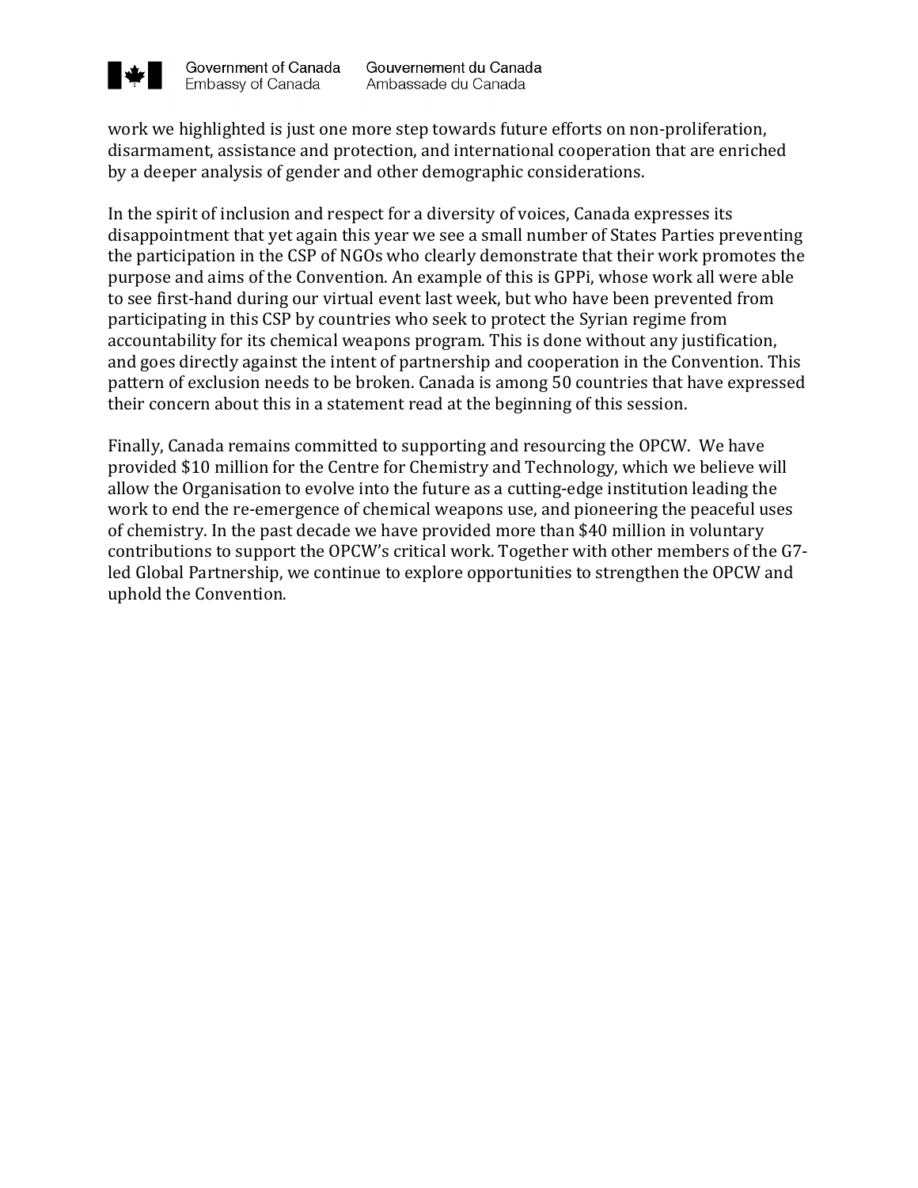work we highlighted is just one more step towards future efforts on non-proliferation, disarmament, assistance and protection, and international cooperation that are enriched by a deeper analysis of gender and other demographic considerations.

In the spirit of inclusion and respect for a diversity of voices, Canada expresses its disappointment that yet again this year we see a small number of States Parties preventing the participation in the CSP of NGOs who clearly demonstrate that their work promotes the purpose and aims of the Convention. An example of this is GPPi, whose work all were able to see first-hand during our virtual event last week, but who have been prevented from participating in this CSP by countries who seek to protect the Syrian regime from accountability for its chemical weapons program. This is done without any justification, and goes directly against the intent of partnership and cooperation in the Convention. This pattern of exclusion needs to be broken. Canada is among 50 countries that have expressed their concern about this in a statement read at the beginning of this session.

Finally, Canada remains committed to supporting and resourcing the OPCW. We have provided $10 million for the Centre for Chemistry and Technology, which we believe will allow the Organisation to evolve into the future as a cutting-edge institution leading the work to end the re-emergence of chemical weapons use, and pioneering the peaceful uses of chemistry. In the past decade we have provided more than $40 million in voluntary contributions to support the OPCW's critical work. Together with other members of the G7-led Global Partnership, we continue to explore opportunities to strengthen the OPCW and uphold the Convention.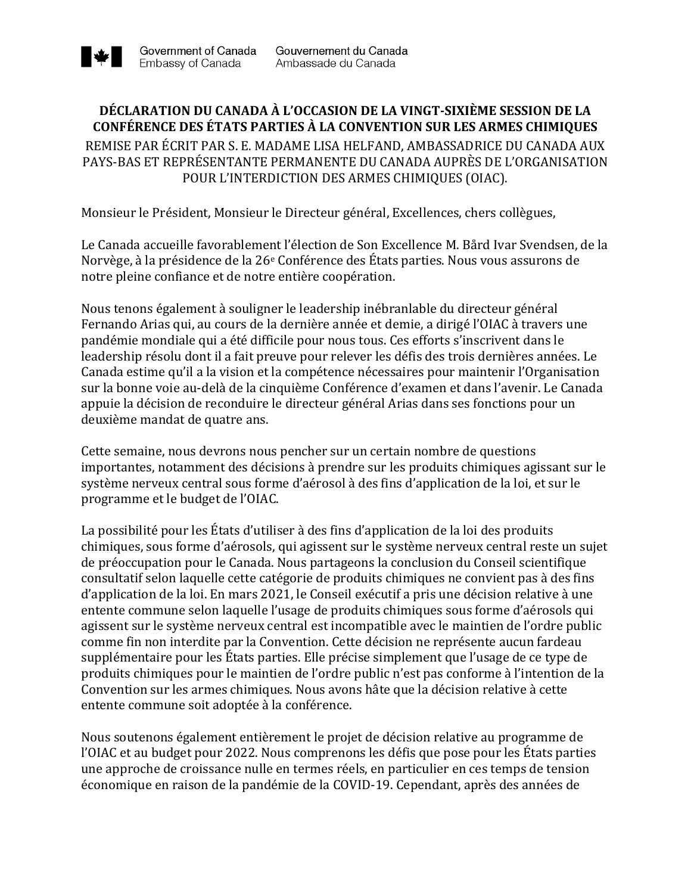**DÉCLARATION DU CANADA À L'OCCASION DE LA VINGT-SIXIÈME SESSION DE LA CONFÉRENCE DES ÉTATS PARTIES À LA CONVENTION SUR LES ARMES CHIMIQUES**

REMISE PAR ÉCRIT PAR S. E. MADAME LISA HELFAND, AMBASSADRICE DU CANADA AUX PAYS-BAS ET REPRÉSENTANTE PERMANENTE DU CANADA AUPRÈS DE L'ORGANISATION POUR L'INTERDICTION DES ARMES CHIMIQUES (OIAC).

Monsieur le Président, Monsieur le Directeur général, Excellences, chers collègues,

Le Canada accueille favorablement l'élection de Son Excellence M. Bård Ivar Svendsen, de la Norvège, à la présidence de la 26e Conférence des États parties. Nous vous assurons de notre pleine confiance et de notre entière coopération.

Nous tenons également à souligner le leadership inébranlable du directeur général Fernando Arias qui, au cours de la dernière année et demie, a dirigé l'OIAC à travers une pandémie mondiale qui a été difficile pour nous tous. Ces efforts s'inscrivent dans le leadership résolu dont il a fait preuve pour relever les défis des trois dernières années. Le Canada estime qu'il a la vision et la compétence nécessaires pour maintenir l'Organisation sur la bonne voie au-delà de la cinquième Conférence d'examen et dans l'avenir. Le Canada appuie la décision de reconduire le directeur général Arias dans ses fonctions pour un deuxième mandat de quatre ans.

Cette semaine, nous devrons nous pencher sur un certain nombre de questions importantes, notamment des décisions à prendre sur les produits chimiques agissant sur le système nerveux central sous forme d'aérosol à des fins d'application de la loi, et sur le programme et le budget de l'OIAC.

La possibilité pour les États d'utiliser à des fins d'application de la loi des produits chimiques, sous forme d'aérosols, qui agissent sur le système nerveux central reste un sujet de préoccupation pour le Canada. Nous partageons la conclusion du Conseil scientifique consultatif selon laquelle cette catégorie de produits chimiques ne convient pas à des fins d'application de la loi. En mars 2021, le Conseil exécutif a pris une décision relative à une entente commune selon laquelle l'usage de produits chimiques sous forme d'aérosols qui agissent sur le système nerveux central est incompatible avec le maintien de l'ordre public comme fin non interdite par la Convention. Cette décision ne représente aucun fardeau supplémentaire pour les États parties. Elle précise simplement que l'usage de ce type de produits chimiques pour le maintien de l'ordre public n'est pas conforme à l'intention de la Convention sur les armes chimiques. Nous avons hâte que la décision relative à cette entente commune soit adoptée à la conférence.

Nous soutenons également entièrement le projet de décision relative au programme de l'OIAC et au budget pour 2022. Nous comprenons les défis que pose pour les États parties une approche de croissance nulle en termes réels, en particulier en ces temps de tension économique en raison de la pandémie de la COVID-19. Cependant, après des années de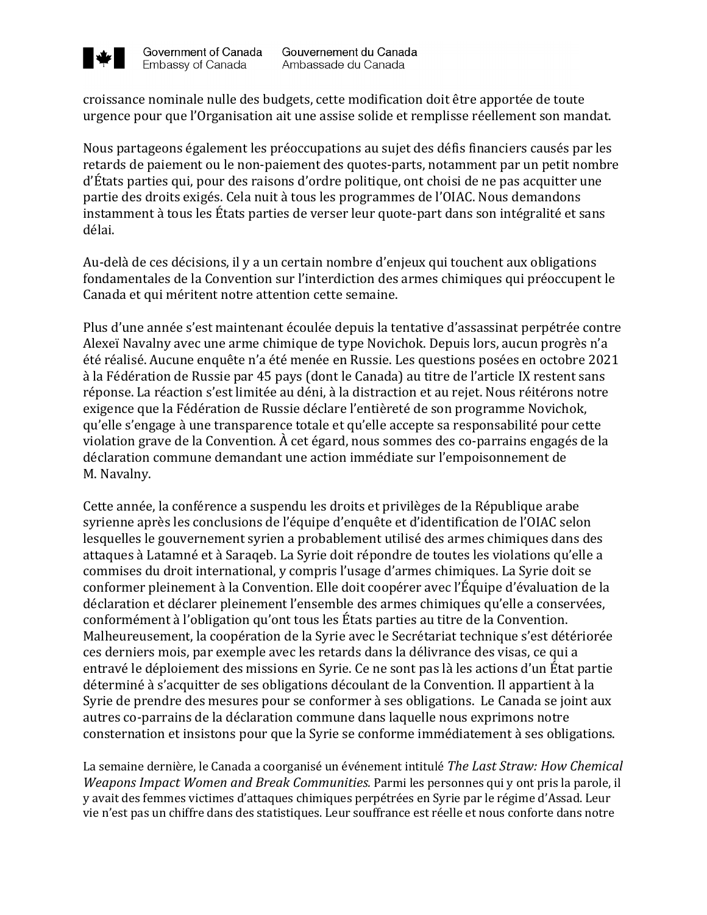croissance nominale nulle des budgets, cette modification doit être apportée de toute urgence pour que l'Organisation ait une assise solide et remplisse réellement son mandat.

Nous partageons également les préoccupations au sujet des défis financiers causés par les retards de paiement ou le non-paiement des quotes-parts, notamment par un petit nombre d'États parties qui, pour des raisons d'ordre politique, ont choisi de ne pas acquitter une partie des droits exigés. Cela nuit à tous les programmes de l'OIAC. Nous demandons instamment à tous les États parties de verser leur quote-part dans son intégralité et sans délai.

Au-delà de ces décisions, il y a un certain nombre d'enjeux qui touchent aux obligations fondamentales de la Convention sur l'interdiction des armes chimiques qui préoccupent le Canada et qui méritent notre attention cette semaine.

Plus d'une année s'est maintenant écoulée depuis la tentative d'assassinat perpétrée contre Alexeï Navalny avec une arme chimique de type Novichok. Depuis lors, aucun progrès n'a été réalisé. Aucune enquête n'a été menée en Russie. Les questions posées en octobre 2021 à la Fédération de Russie par 45 pays (dont le Canada) au titre de l'article IX restent sans réponse. La réaction s'est limitée au déni, à la distraction et au rejet. Nous réitérons notre exigence que la Fédération de Russie déclare l'entièreté de son programme Novichok, qu'elle s'engage à une transparence totale et qu'elle accepte sa responsabilité pour cette violation grave de la Convention. À cet égard, nous sommes des co-parrains engagés de la déclaration commune demandant une action immédiate sur l'empoisonnement de M. Navalny.

Cette année, la conférence a suspendu les droits et privilèges de la République arabe syrienne après les conclusions de l'équipe d'enquête et d'identification de l'OIAC selon lesquelles le gouvernement syrien a probablement utilisé des armes chimiques dans des attaques à Latamné et à Saraqeb. La Syrie doit répondre de toutes les violations qu'elle a commises du droit international, y compris l'usage d'armes chimiques. La Syrie doit se conformer pleinement à la Convention. Elle doit coopérer avec l'Équipe d'évaluation de la déclaration et déclarer pleinement l'ensemble des armes chimiques qu'elle a conservées, conformément à l'obligation qu'ont tous les États parties au titre de la Convention. Malheureusement, la coopération de la Syrie avec le Secrétariat technique s'est détériorée ces derniers mois, par exemple avec les retards dans la délivrance des visas, ce qui a entravé le déploiement des missions en Syrie. Ce ne sont pas là les actions d'un État partie déterminé à s'acquitter de ses obligations découlant de la Convention. Il appartient à la Syrie de prendre des mesures pour se conformer à ses obligations. Le Canada se joint aux autres co-parrains de la déclaration commune dans laquelle nous exprimons notre consternation et insistons pour que la Syrie se conforme immédiatement à ses obligations.

La semaine dernière, le Canada a coorganisé un événement intitulé *The Last Straw: How Chemical Weapons Impact Women and Break Communities.* Parmi les personnes qui y ont pris la parole, il y avait des femmes victimes d'attaques chimiques perpétrées en Syrie par le régime d'Assad. Leur vie n'est pas un chiffre dans des statistiques. Leur souffrance est réelle et nous conforte dans notre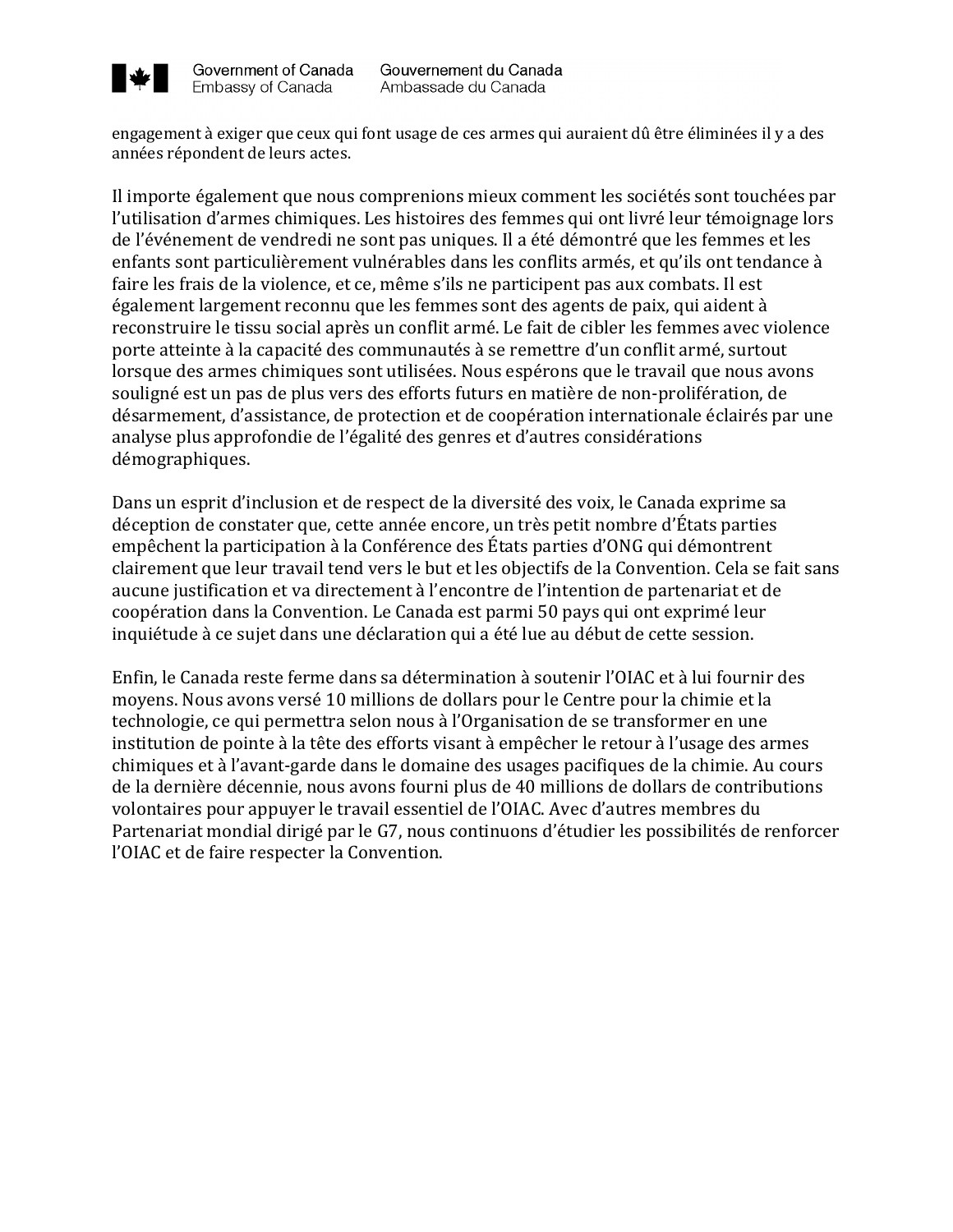engagement à exiger que ceux qui font usage de ces armes qui auraient dû être éliminées il y a des années répondent de leurs actes.

Il importe également que nous comprenions mieux comment les sociétés sont touchées par l'utilisation d'armes chimiques. Les histoires des femmes qui ont livré leur témoignage lors de l'événement de vendredi ne sont pas uniques. Il a été démontré que les femmes et les enfants sont particulièrement vulnérables dans les conflits armés, et qu'ils ont tendance à faire les frais de la violence, et ce, même s'ils ne participent pas aux combats. Il est également largement reconnu que les femmes sont des agents de paix, qui aident à reconstruire le tissu social après un conflit armé. Le fait de cibler les femmes avec violence porte atteinte à la capacité des communautés à se remettre d'un conflit armé, surtout lorsque des armes chimiques sont utilisées. Nous espérons que le travail que nous avons souligné est un pas de plus vers des efforts futurs en matière de non-prolifération, de désarmement, d'assistance, de protection et de coopération internationale éclairés par une analyse plus approfondie de l'égalité des genres et d'autres considérations démographiques.

Dans un esprit d'inclusion et de respect de la diversité des voix, le Canada exprime sa déception de constater que, cette année encore, un très petit nombre d'États parties empêchent la participation à la Conférence des États parties d'ONG qui démontrent clairement que leur travail tend vers le but et les objectifs de la Convention. Cela se fait sans aucune justification et va directement à l'encontre de l'intention de partenariat et de coopération dans la Convention. Le Canada est parmi 50 pays qui ont exprimé leur inquiétude à ce sujet dans une déclaration qui a été lue au début de cette session.

Enfin, le Canada reste ferme dans sa détermination à soutenir l'OIAC et à lui fournir des moyens. Nous avons versé 10 millions de dollars pour le Centre pour la chimie et la technologie, ce qui permettra selon nous à l'Organisation de se transformer en une institution de pointe à la tête des efforts visant à empêcher le retour à l'usage des armes chimiques et à l'avant-garde dans le domaine des usages pacifiques de la chimie. Au cours de la dernière décennie, nous avons fourni plus de 40 millions de dollars de contributions volontaires pour appuyer le travail essentiel de l'OIAC. Avec d'autres membres du Partenariat mondial dirigé par le G7, nous continuons d'étudier les possibilités de renforcer l'OIAC et de faire respecter la Convention.